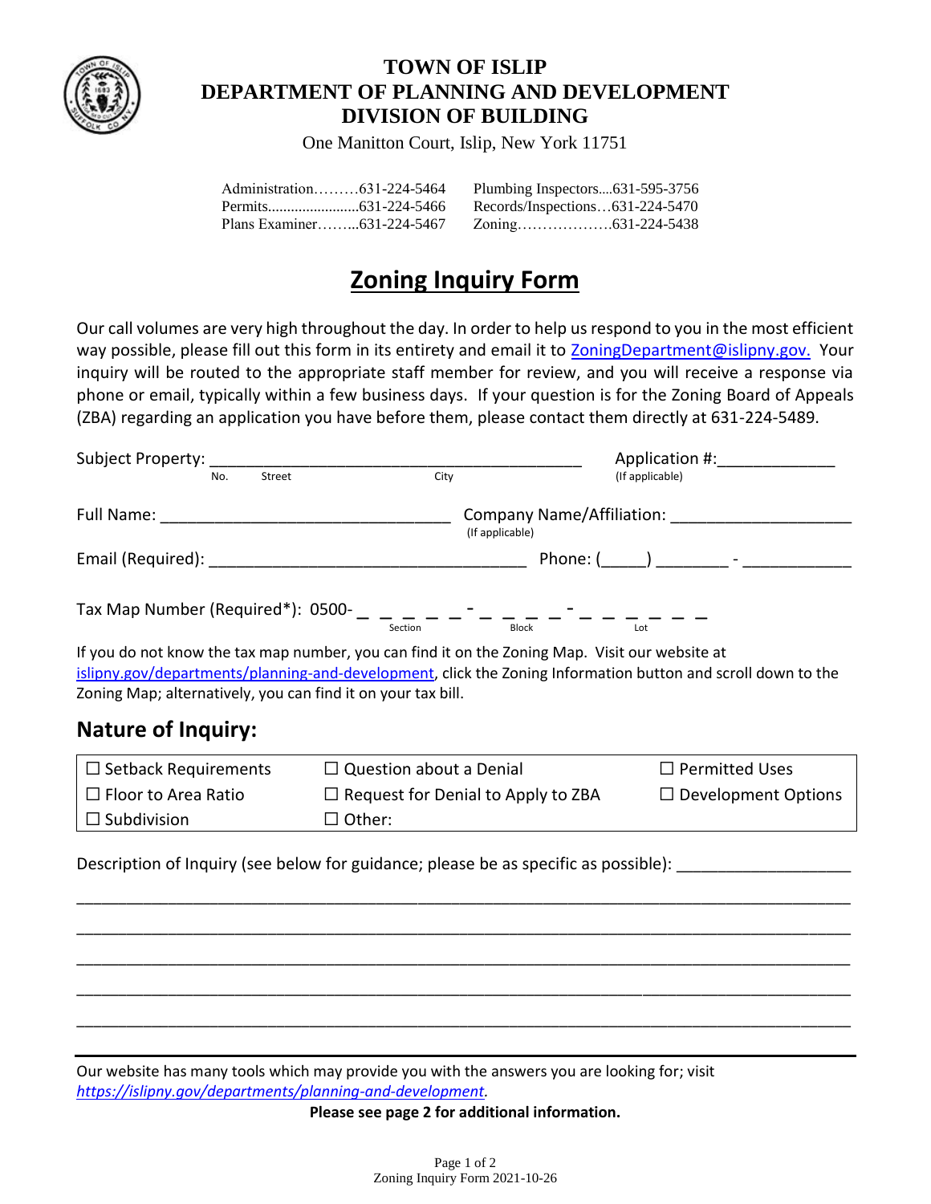# TOWN OF ISLIP
# DEPARTMENT OF PLANNING AND DEVELOPMENT
# DIVISION OF BUILDING

One Manitton Court, Islip, New York 11751

| | |
|---|---|
| Administration.........631-224-5464 | Plumbing Inspectors....631-595-3756 |
| Permits.......................631-224-5466 | Records/Inspections...631-224-5470 |
| Plans Examiner........631-224-5467 | Zoning.....................631-224-5438 |

## Zoning Inquiry Form

Our call volumes are very high throughout the day. In order to help us respond to you in the most efficient way possible, please fill out this form in its entirety and email it to ZoningDepartment@islipny.gov. Your inquiry will be routed to the appropriate staff member for review, and you will receive a response via phone or email, typically within a few business days. If your question is for the Zoning Board of Appeals (ZBA) regarding an application you have before them, please contact them directly at 631-224-5489.

Subject Property: ________________________________________ Application #:____________
No. Street City (If applicable)

Full Name: ______________________________ Company Name/Affiliation: ___________________
(If applicable)

Email (Required): _________________________________ Phone: (_____) _______ - ___________

Tax Map Number (Required*): 0500- _ _ _ _ _ - _ _ _ _ - _ _ _ _ _ _ _
Section Block Lot

If you do not know the tax map number, you can find it on the Zoning Map. Visit our website at islipny.gov/departments/planning-and-development, click the Zoning Information button and scroll down to the Zoning Map; alternatively, you can find it on your tax bill.

## Nature of Inquiry:

| | | |
|---|---|---|
| ☐ Setback Requirements | ☐ Question about a Denial | ☐ Permitted Uses |
| ☐ Floor to Area Ratio | ☐ Request for Denial to Apply to ZBA | ☐ Development Options |
| ☐ Subdivision | ☐ Other: | |

Description of Inquiry (see below for guidance; please be as specific as possible): ___________________

_______________________________________________________________________________

_______________________________________________________________________________

_______________________________________________________________________________

_______________________________________________________________________________

_______________________________________________________________________________

Our website has many tools which may provide you with the answers you are looking for; visit *https://islipny.gov/departments/planning-and-development.*

**Please see page 2 for additional information.**

Zoning Inquiry Form 2021-10-26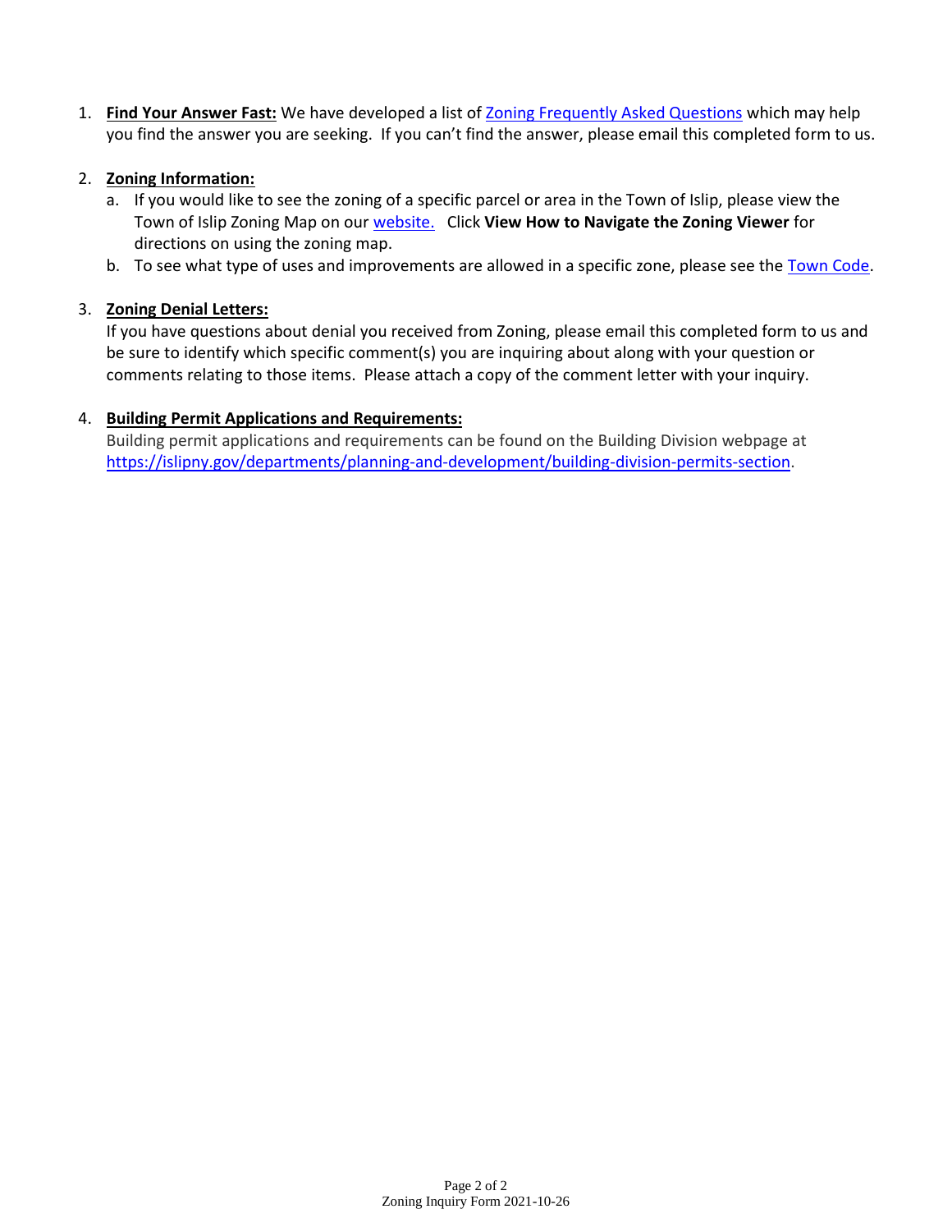1. **Find Your Answer Fast:** We have developed a list of Zoning Frequently Asked Questions which may help you find the answer you are seeking. If you can't find the answer, please email this completed form to us.

2. **Zoning Information:**
   a. If you would like to see the zoning of a specific parcel or area in the Town of Islip, please view the Town of Islip Zoning Map on our website. Click **View How to Navigate the Zoning Viewer** for directions on using the zoning map.
   b. To see what type of uses and improvements are allowed in a specific zone, please see the Town Code.

3. **Zoning Denial Letters:**
   If you have questions about denial you received from Zoning, please email this completed form to us and be sure to identify which specific comment(s) you are inquiring about along with your question or comments relating to those items. Please attach a copy of the comment letter with your inquiry.

4. **Building Permit Applications and Requirements:**
   Building permit applications and requirements can be found on the Building Division webpage at https://islipny.gov/departments/planning-and-development/building-division-permits-section.

Zoning Inquiry Form 2021-10-26